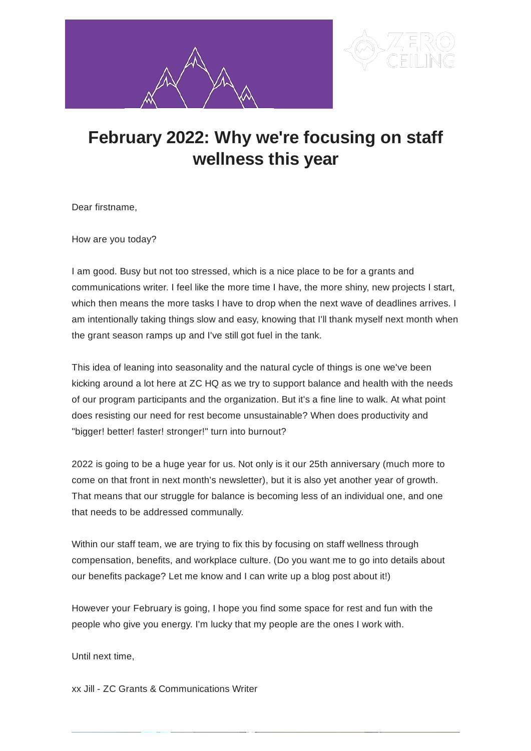# February 2022: Why we're focusing on staff wellness this year

Dear firstname,

How are you today?

I am good. Busy but not too stressed, which is a nice place to be for a grants and communications writer. I feel like the more time I have, the more shiny, new projects I start, which then means the more tasks I have to drop when the next wave of deadlines arrives. I am intentionally taking things slow and easy, knowing that I'll thank myself next month when the grant season ramps up and I've still got fuel in the tank.

This idea of leaning into seasonality and the natural cycle of things is one we've been kicking around a lot here at ZC HQ as we try to support balance and health with the needs of our program participants and the organization. But it's a fine line to walk. At what point does resisting our need for rest become unsustainable? When does productivity and "bigger! better! faster! stronger!" turn into burnout?

2022 is going to be a huge year for us. Not only is it our 25th anniversary (much more to come on that front in next month's newsletter), but it is also yet another year of growth. That means that our struggle for balance is becoming less of an individual one, and one that needs to be addressed communally.

Within our staff team, we are trying to fix this by focusing on staff wellness through compensation, benefits, and workplace culture. (Do you want me to go into details about our benefits package? Let me know and I can write up a blog post about it!)

However your February is going, I hope you find some space for rest and fun with the people who give you energy. I'm lucky that my people are the ones I work with.

Until next time,

xx Jill - ZC Grants & Communications Writer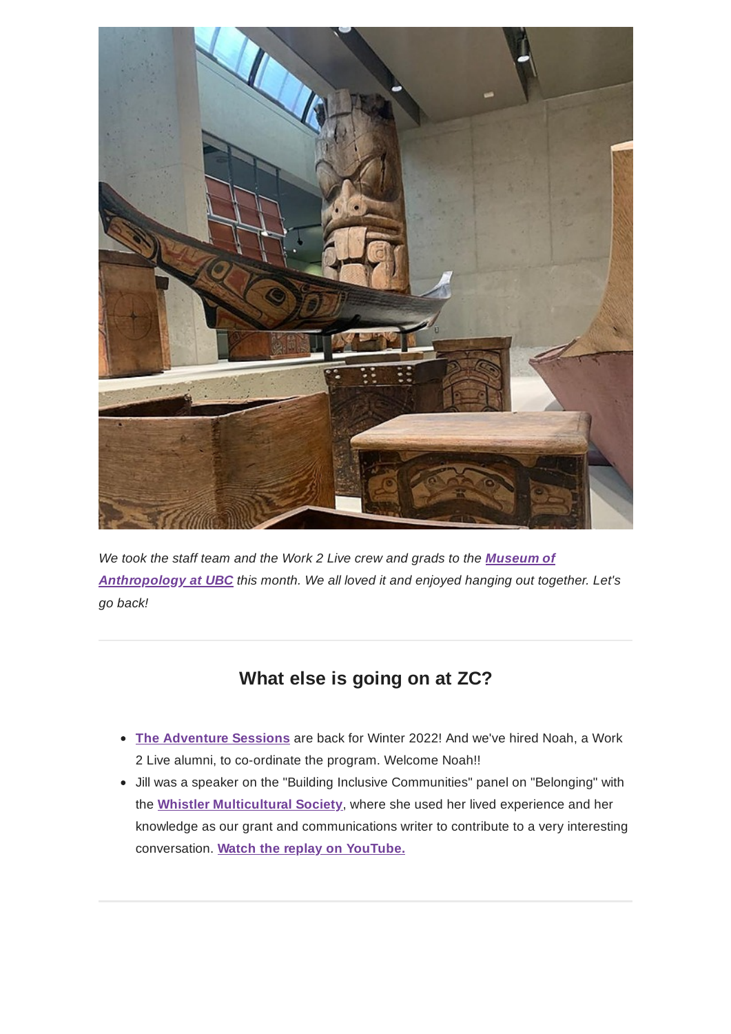*We took the staff team and the Work 2 Live crew and grads to the **Museum of Anthropology at UBC** this month. We all loved it and enjoyed hanging out together. Let's go back!*

---

## What else is going on at ZC?

- **The Adventure Sessions** are back for Winter 2022! And we've hired Noah, a Work 2 Live alumni, to co-ordinate the program. Welcome Noah!!
- Jill was a speaker on the "Building Inclusive Communities" panel on "Belonging" with the **Whistler Multicultural Society**, where she used her lived experience and her knowledge as our grant and communications writer to contribute to a very interesting conversation. **Watch the replay on YouTube.**

---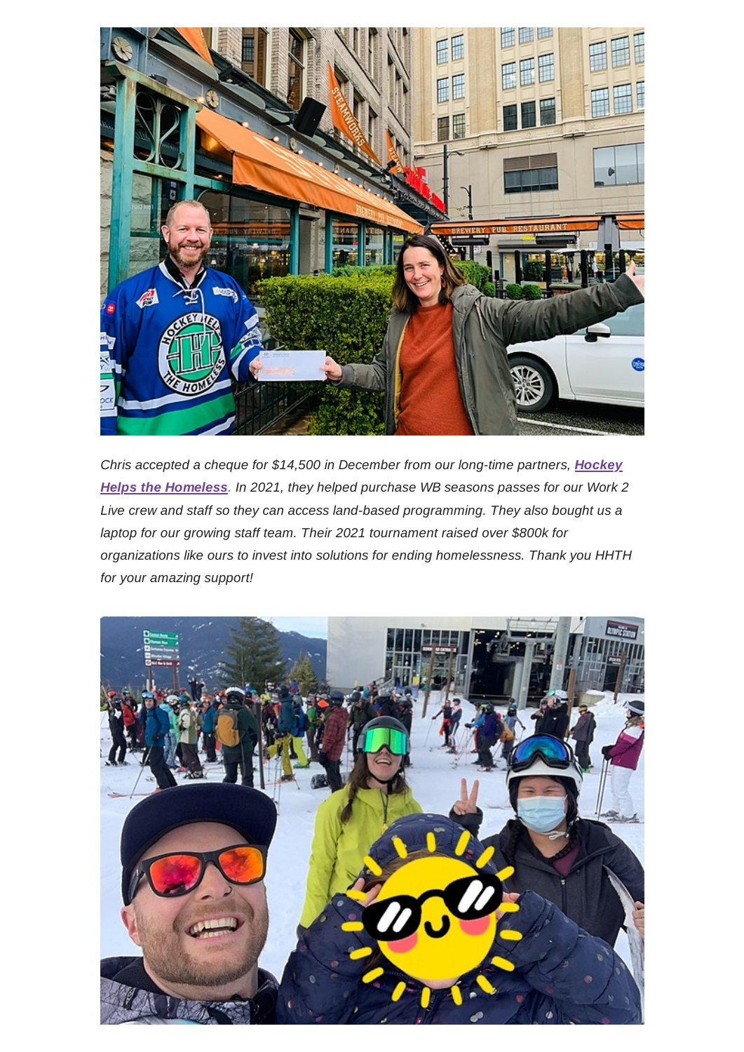*Chris accepted a cheque for $14,500 in December from our long-time partners, **Hockey Helps the Homeless**. In 2021, they helped purchase WB seasons passes for our Work 2 Live crew and staff so they can access land-based programming. They also bought us a laptop for our growing staff team. Their 2021 tournament raised over $800k for organizations like ours to invest into solutions for ending homelessness. Thank you HHTH for your amazing support!*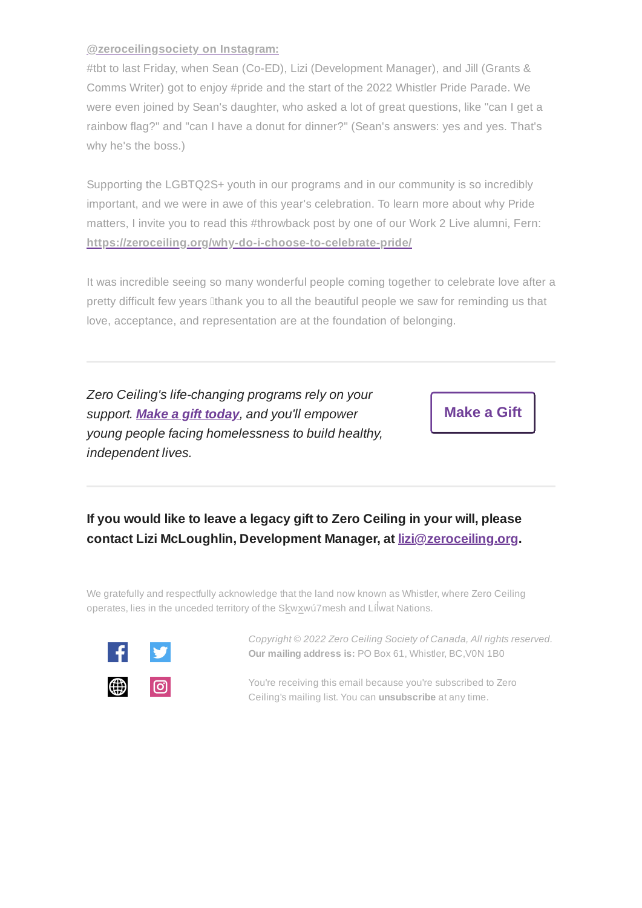[@zeroceilingsociety on Instagram:](#)

#tbt to last Friday, when Sean (Co-ED), Lizi (Development Manager), and Jill (Grants & Comms Writer) got to enjoy #pride and the start of the 2022 Whistler Pride Parade. We were even joined by Sean's daughter, who asked a lot of great questions, like "can I get a rainbow flag?" and "can I have a donut for dinner?" (Sean's answers: yes and yes. That's why he's the boss.)

Supporting the LGBTQ2S+ youth in our programs and in our community is so incredibly important, and we were in awe of this year's celebration. To learn more about why Pride matters, I invite you to read this #throwback post by one of our Work 2 Live alumni, Fern: **https://zeroceiling.org/why-do-i-choose-to-celebrate-pride/**

It was incredible seeing so many wonderful people coming together to celebrate love after a pretty difficult few years thank you to all the beautiful people we saw for reminding us that love, acceptance, and representation are at the foundation of belonging.

---

*Zero Ceiling's life-changing programs rely on your support.* ***Make a gift today****, and you'll empower young people facing homelessness to build healthy, independent lives.*

**Make a Gift**

---

**If you would like to leave a legacy gift to Zero Ceiling in your will, please contact Lizi McLoughlin, Development Manager, at lizi@zeroceiling.org.**

We gratefully and respectfully acknowledge that the land now known as Whistler, where Zero Ceiling operates, lies in the unceded territory of the Sḵwx̱wú7mesh and Lílwat Nations.

*Copyright © 2022 Zero Ceiling Society of Canada, All rights reserved.*
**Our mailing address is:** PO Box 61, Whistler, BC,V0N 1B0

You're receiving this email because you're subscribed to Zero Ceiling's mailing list. You can **unsubscribe** at any time.